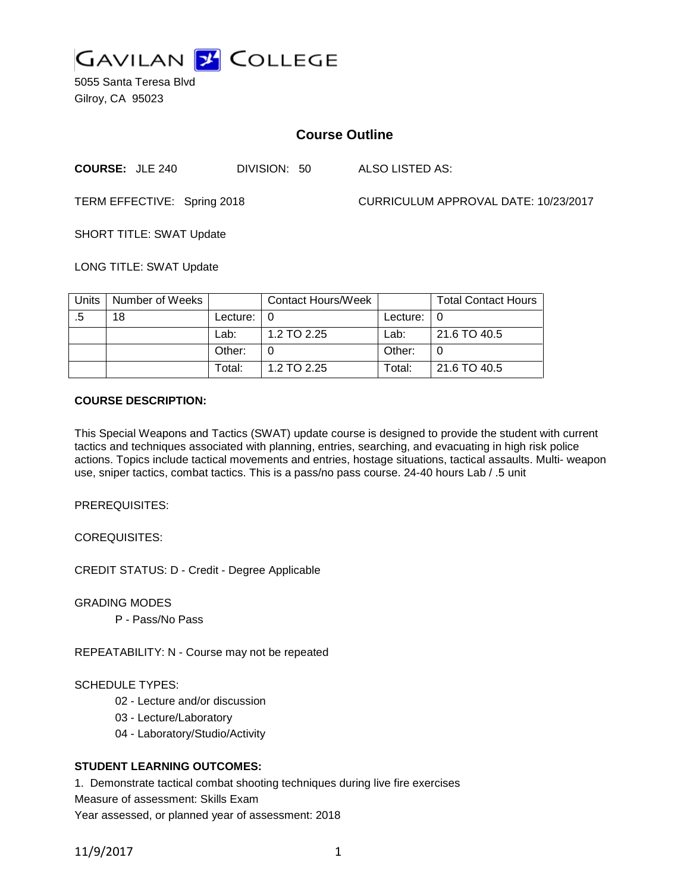# GAVILAN COLLEGE

5055 Santa Teresa Blvd
Gilroy, CA 95023

## Course Outline

**COURSE:** JLE 240 DIVISION: 50 ALSO LISTED AS:

TERM EFFECTIVE: Spring 2018 CURRICULUM APPROVAL DATE: 10/23/2017

SHORT TITLE: SWAT Update

LONG TITLE: SWAT Update

| Units | Number of Weeks | | Contact Hours/Week | | Total Contact Hours |
|---|---|---|---|---|---|
| .5 | 18 | Lecture: | 0 | Lecture: | 0 |
| | | Lab: | 1.2 TO 2.25 | Lab: | 21.6 TO 40.5 |
| | | Other: | 0 | Other: | 0 |
| | | Total: | 1.2 TO 2.25 | Total: | 21.6 TO 40.5 |

**COURSE DESCRIPTION:**

This Special Weapons and Tactics (SWAT) update course is designed to provide the student with current tactics and techniques associated with planning, entries, searching, and evacuating in high risk police actions. Topics include tactical movements and entries, hostage situations, tactical assaults. Multi- weapon use, sniper tactics, combat tactics. This is a pass/no pass course. 24-40 hours Lab / .5 unit

PREREQUISITES:

COREQUISITES:

CREDIT STATUS: D - Credit - Degree Applicable

GRADING MODES

P - Pass/No Pass

REPEATABILITY: N - Course may not be repeated

SCHEDULE TYPES:

02 - Lecture and/or discussion
03 - Lecture/Laboratory
04 - Laboratory/Studio/Activity

**STUDENT LEARNING OUTCOMES:**

1. Demonstrate tactical combat shooting techniques during live fire exercises
Measure of assessment: Skills Exam
Year assessed, or planned year of assessment: 2018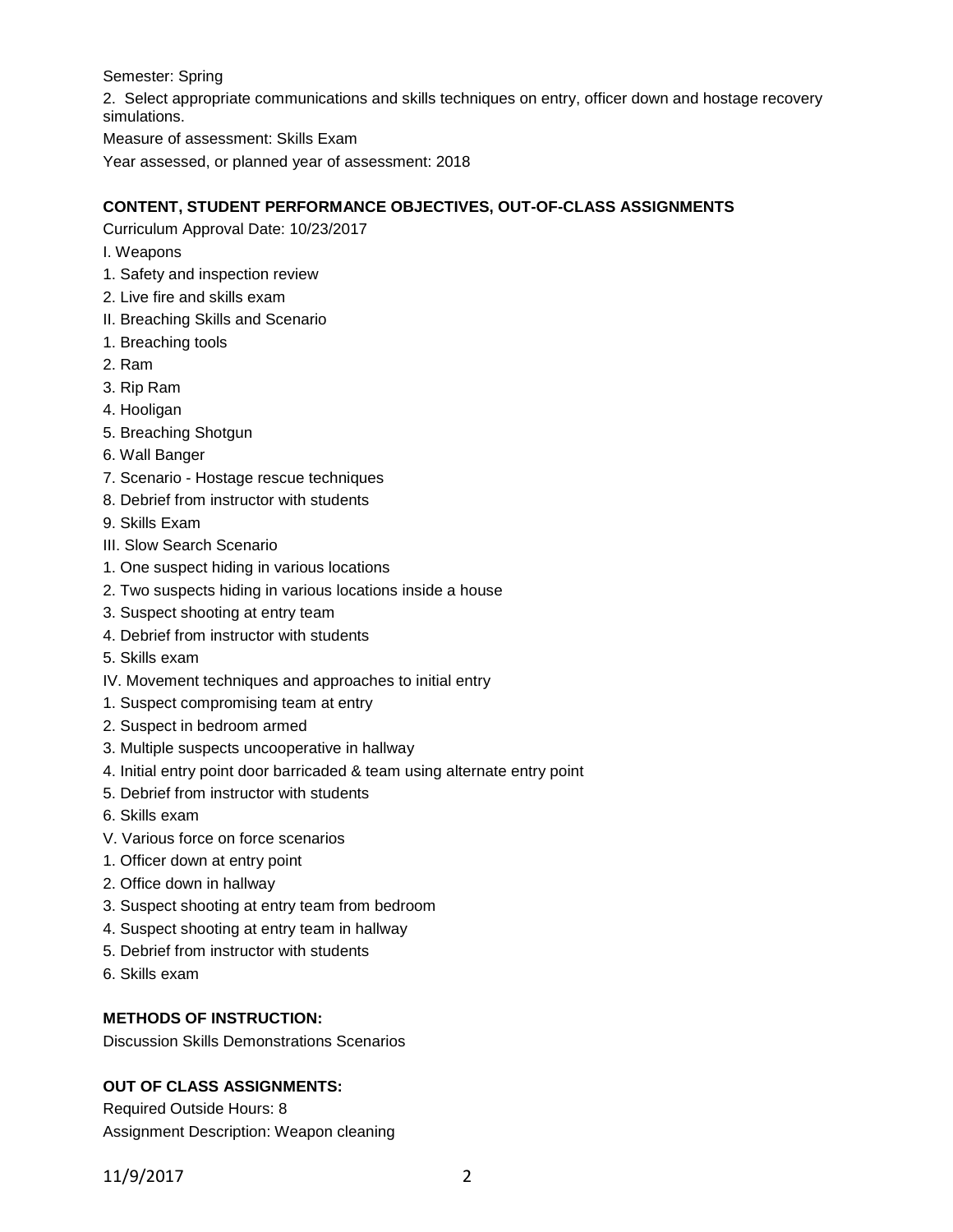Semester: Spring

2. Select appropriate communications and skills techniques on entry, officer down and hostage recovery simulations.

Measure of assessment: Skills Exam

Year assessed, or planned year of assessment: 2018

## CONTENT, STUDENT PERFORMANCE OBJECTIVES, OUT-OF-CLASS ASSIGNMENTS

Curriculum Approval Date: 10/23/2017

I. Weapons

1. Safety and inspection review
2. Live fire and skills exam

II. Breaching Skills and Scenario

1. Breaching tools
2. Ram
3. Rip Ram
4. Hooligan
5. Breaching Shotgun
6. Wall Banger
7. Scenario - Hostage rescue techniques
8. Debrief from instructor with students
9. Skills Exam

III. Slow Search Scenario

1. One suspect hiding in various locations
2. Two suspects hiding in various locations inside a house
3. Suspect shooting at entry team
4. Debrief from instructor with students
5. Skills exam

IV. Movement techniques and approaches to initial entry

1. Suspect compromising team at entry
2. Suspect in bedroom armed
3. Multiple suspects uncooperative in hallway
4. Initial entry point door barricaded & team using alternate entry point
5. Debrief from instructor with students
6. Skills exam

V. Various force on force scenarios

1. Officer down at entry point
2. Office down in hallway
3. Suspect shooting at entry team from bedroom
4. Suspect shooting at entry team in hallway
5. Debrief from instructor with students
6. Skills exam

## METHODS OF INSTRUCTION:

Discussion Skills Demonstrations Scenarios

## OUT OF CLASS ASSIGNMENTS:

Required Outside Hours: 8

Assignment Description: Weapon cleaning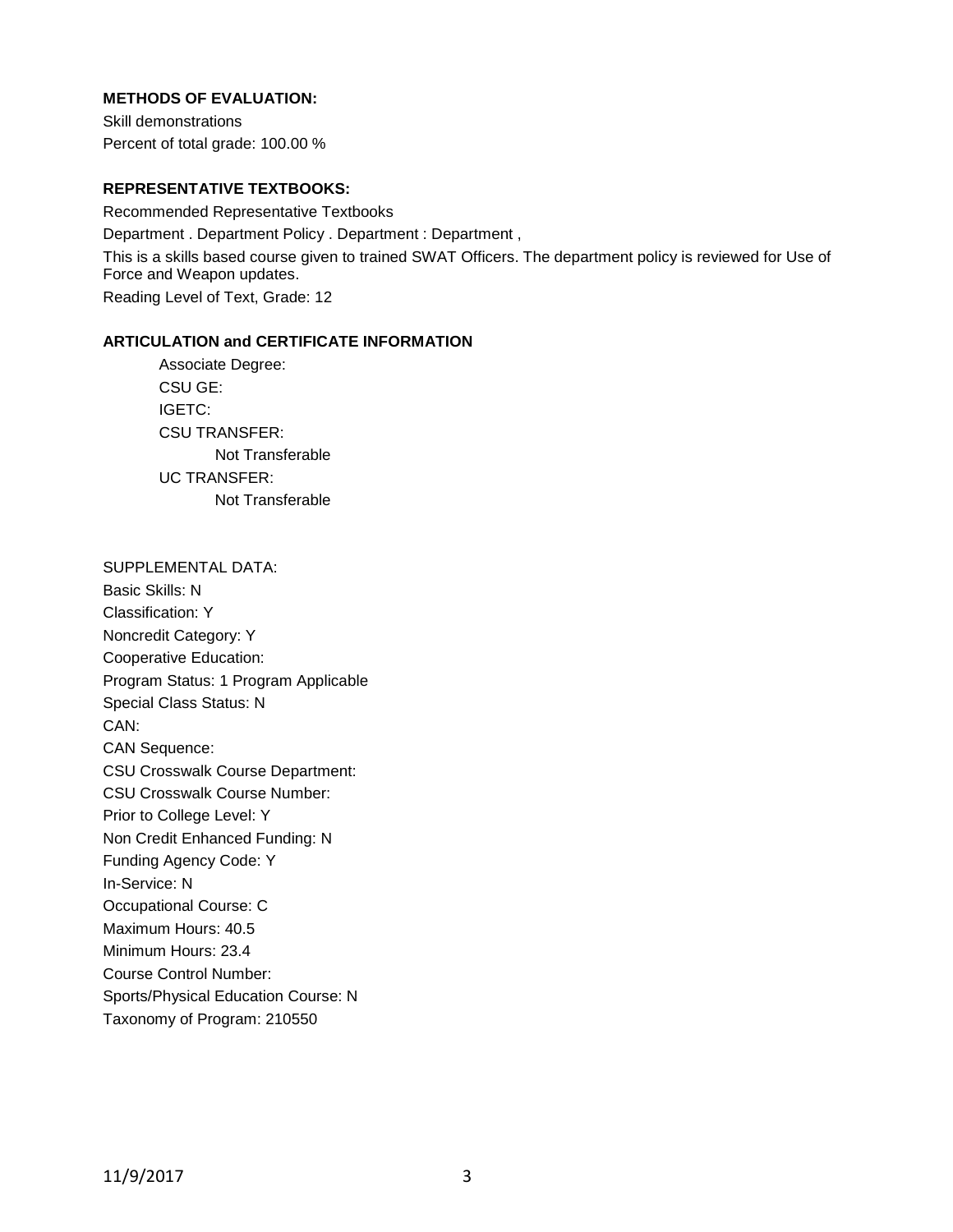**METHODS OF EVALUATION:**

Skill demonstrations
Percent of total grade: 100.00 %

**REPRESENTATIVE TEXTBOOKS:**

Recommended Representative Textbooks
Department . Department Policy . Department : Department ,
This is a skills based course given to trained SWAT Officers. The department policy is reviewed for Use of Force and Weapon updates.
Reading Level of Text, Grade: 12

**ARTICULATION and CERTIFICATE INFORMATION**

Associate Degree:
CSU GE:
IGETC:
CSU TRANSFER:
Not Transferable
UC TRANSFER:
Not Transferable

SUPPLEMENTAL DATA:
Basic Skills: N
Classification: Y
Noncredit Category: Y
Cooperative Education:
Program Status: 1 Program Applicable
Special Class Status: N
CAN:
CAN Sequence:
CSU Crosswalk Course Department:
CSU Crosswalk Course Number:
Prior to College Level: Y
Non Credit Enhanced Funding: N
Funding Agency Code: Y
In-Service: N
Occupational Course: C
Maximum Hours: 40.5
Minimum Hours: 23.4
Course Control Number:
Sports/Physical Education Course: N
Taxonomy of Program: 210550